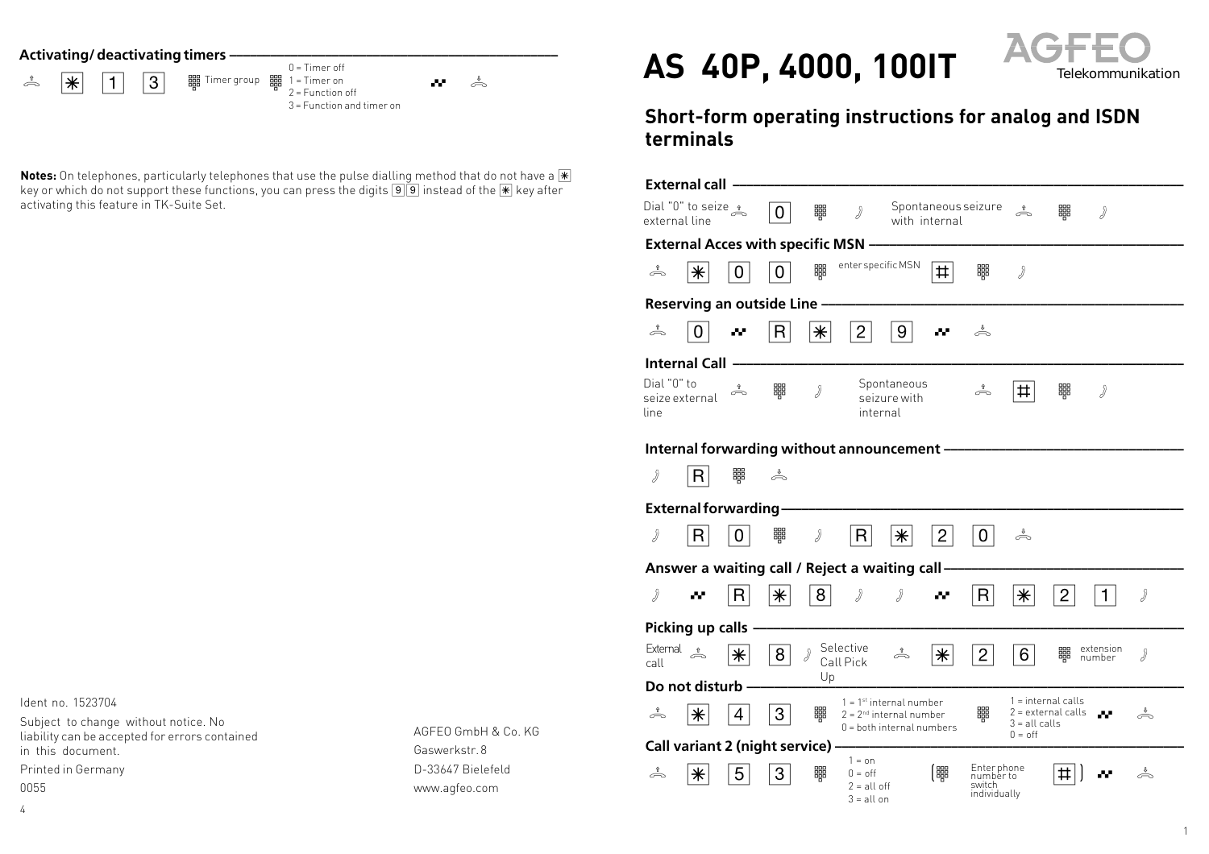## Activating/ deactivating timers

⌒ [*] [1] [3] ▦ Timer group ▦ 0 = Timer off / 1 = Timer on / 2 = Function off / 3 = Function and timer on ∴ ⌒

**Notes:** On telephones, particularly telephones that use the pulse dialling method that do not have a [*] key or which do not support these functions, you can press the digits [9][9] instead of the [*] key after activating this feature in TK-Suite Set.

Ident no. 1523704

Subject to change without notice. No liability can be accepted for errors contained in this document.

Printed in Germany

0055

AGFEO GmbH & Co. KG
Gaswerkstr. 8
D-33647 Bielefeld
www.agfeo.com

# AS 40P, 4000, 100IT

AGFEO Telekommunikation

## Short-form operating instructions for analog and ISDN terminals

### External call

Dial "0" to seize external line: ⌒ [0] ▦ ♪

Spontaneous seizure with internal: ⌒ ▦ ♪

### External Acces with specific MSN

⌒ [*] [0] [0] ▦ enter specific MSN [#] ▦ ♪

### Reserving an outside Line

⌒ [0] ∴ [R] [*] [2] [9] ∴ ⌒

### Internal Call

Dial "0" to seize external line: ⌒ ▦ ♪

Spontaneous seizure with internal: ⌒ [#] ▦ ♪

### Internal forwarding without announcement

♪ [R] ▦ ⌒

### External forwarding

♪ [R] [0] ▦ ♪ [R] [*] [2] [0] ⌒

### Answer a waiting call / Reject a waiting call

♪ ∴ [R] [*] [8] ♪ ♪ ∴ [R] [*] [2] [1] ♪

### Picking up calls

External call: ⌒ [*] [8] ♪

Selective Call Pick Up: ⌒ [*] [2] [6] ▦ extension number ♪

### Do not disturb

⌒ [*] [4] [3] ▦ 1 = 1st internal number / 2 = 2nd internal number / 0 = both internal numbers ▦ 1 = internal calls / 2 = external calls / 3 = all calls / 0 = off ∴ ⌒

### Call variant 2 (night service)

⌒ [*] [5] [3] ▦ 1 = on / 0 = off / 2 = all off / 3 = all on (▦ Enter phone number to switch individually [#]) ∴ ⌒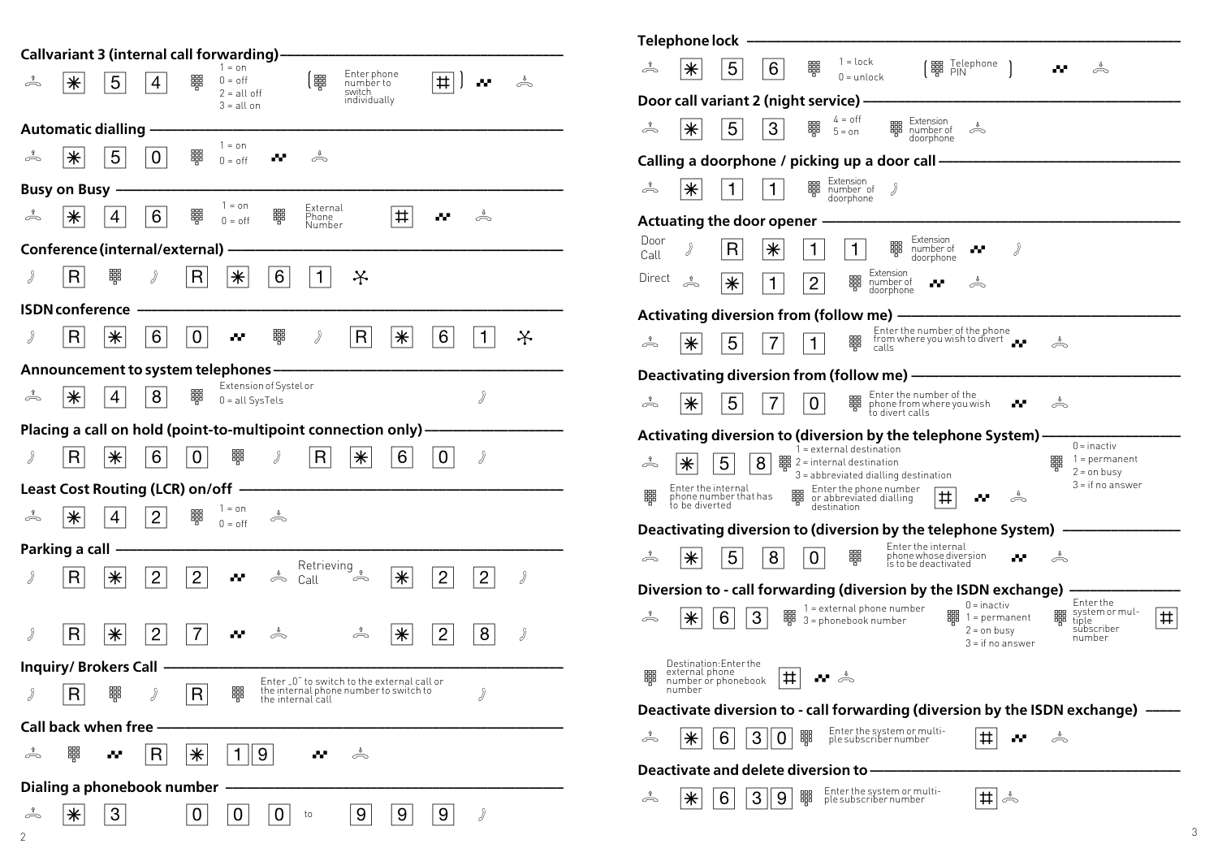## Callvariant 3 (internal call forwarding)

* 5 4 — 1 = on, 0 = off, 2 = all off, 3 = all on — (Enter phone number to switch individually #)

## Automatic dialling

* 5 0 — 1 = on, 0 = off

## Busy on Busy

* 4 6 — 1 = on, 0 = off — External Phone Number #

## Conference (internal/external)

R — R * 6 1

## ISDN conference

R * 6 0 — R * 6 1

## Announcement to system telephones

* 4 8 — Extension of Systel or 0 = all SysTels

## Placing a call on hold (point-to-multipoint connection only)

R * 6 0 — R * 6 0

## Least Cost Routing (LCR) on/off

* 4 2 — 1 = on, 0 = off

## Parking a call

R * 2 2 — Retrieving Call — * 2 2

R * 2 7 — * 2 8

## Inquiry/ Brokers Call

R — R — Enter „0" to switch to the external call or the internal phone number to switch to the internal call

## Call back when free

R * 1 9

## Dialing a phonebook number

* 3 — 0 0 0 to 9 9 9

## Telephone lock

* 5 6 — 1 = lock, 0 = unlock — (Telephone PIN)

## Door call variant 2 (night service)

* 5 3 — 4 = off, 5 = on — Extension number of doorphone

## Calling a doorphone / picking up a door call

* 1 1 — Extension number of doorphone

## Actuating the door opener

Door Call — R * 1 1 — Extension number of doorphone

Direct — * 1 2 — Extension number of doorphone

## Activating diversion from (follow me)

* 5 7 1 — Enter the number of the phone from where you wish to divert calls

## Deactivating diversion from (follow me)

* 5 7 0 — Enter the number of the phone from where you wish to divert calls

## Activating diversion to (diversion by the telephone System)

* 5 8 — 1 = external destination, 2 = internal destination, 3 = abbreviated dialling destination — 0 = inactiv, 1 = permanent, 2 = on busy, 3 = if no answer

Enter the internal phone number that has to be diverted — Enter the phone number or abbreviated dialling destination #

## Deactivating diversion to (diversion by the telephone System)

* 5 8 0 — Enter the internal phone whose diversion is to be deactivated

## Diversion to - call forwarding (diversion by the ISDN exchange)

* 6 3 — 1 = external phone number, 3 = phonebook number — 0 = inactiv, 1 = permanent, 2 = on busy, 3 = if no answer — Enter the system or multiple subscriber number #

Destination: Enter the external phone number or phonebook number #

## Deactivate diversion to - call forwarding (diversion by the ISDN exchange)

* 6 3 0 — Enter the system or multiple subscriber number #

## Deactivate and delete diversion to

* 6 3 9 — Enter the system or multiple subscriber number #